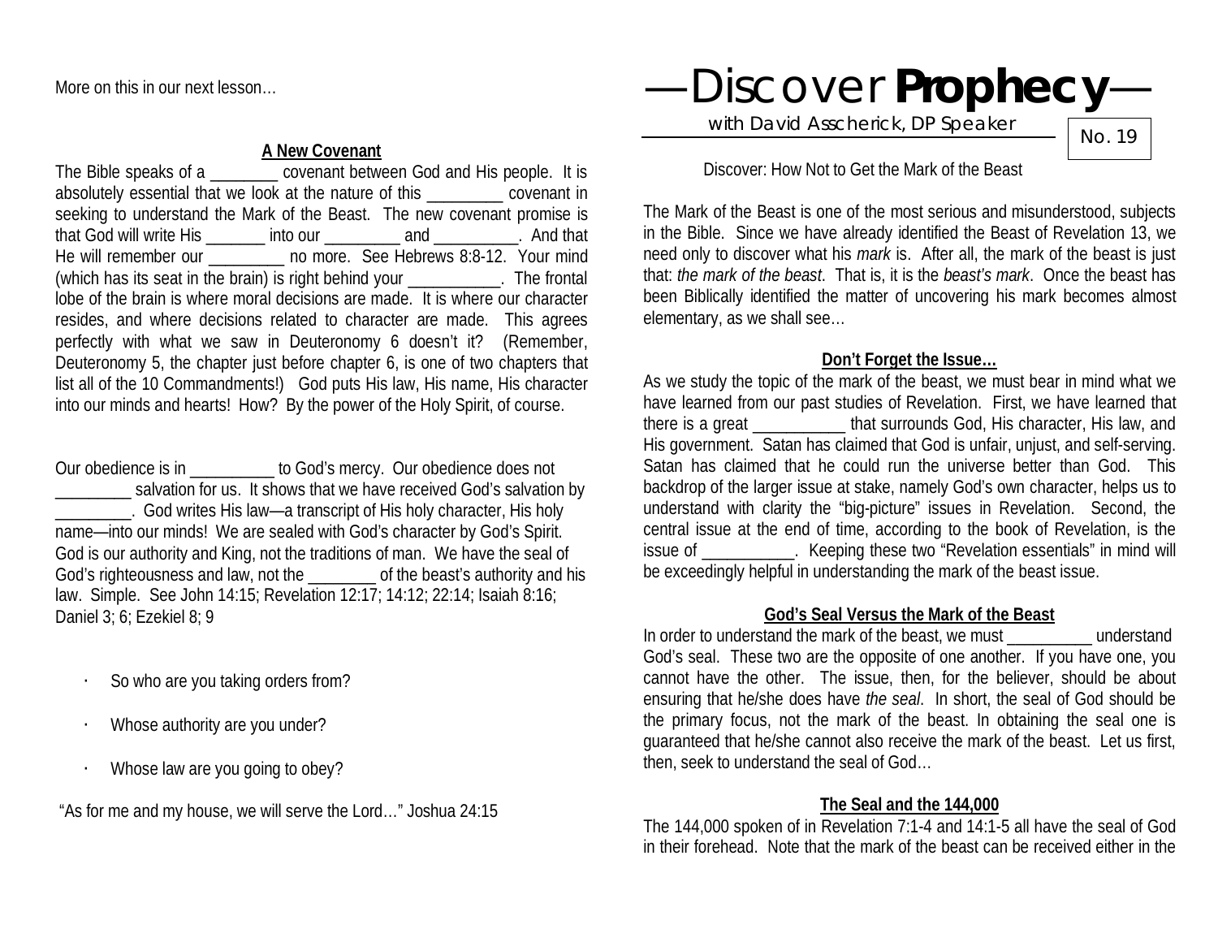More on this in our next lesson…

### A New Covenant

The Bible speaks of a ________ covenant between God and His people. It is absolutely essential that we look at the nature of this _________ covenant in seeking to understand the Mark of the Beast. The new covenant promise is that God will write His _______ into our _________ and __________. And that He will remember our _________ no more. See Hebrews 8:8-12. Your mind (which has its seat in the brain) is right behind your ___________. The frontal lobe of the brain is where moral decisions are made. It is where our character resides, and where decisions related to character are made. This agrees perfectly with what we saw in Deuteronomy 6 doesn't it? (Remember, Deuteronomy 5, the chapter just before chapter 6, is one of two chapters that list all of the 10 Commandments!) God puts His law, His name, His character into our minds and hearts! How? By the power of the Holy Spirit, of course.

Our obedience is in __________ to God's mercy. Our obedience does not _________ salvation for us. It shows that we have received God's salvation by _________. God writes His law—a transcript of His holy character, His holy name—into our minds! We are sealed with God's character by God's Spirit. God is our authority and King, not the traditions of man. We have the seal of God's righteousness and law, not the ________ of the beast's authority and his law. Simple. See John 14:15; Revelation 12:17; 14:12; 22:14; Isaiah 8:16; Daniel 3; 6; Ezekiel 8; 9

- So who are you taking orders from?
- Whose authority are you under?
- Whose law are you going to obey?

"As for me and my house, we will serve the Lord…" Joshua 24:15

# —Discover **Prophecy**—

with David Asscherick, DP Speaker

No. 19

Discover: How Not to Get the Mark of the Beast

The Mark of the Beast is one of the most serious and misunderstood, subjects in the Bible. Since we have already identified the Beast of Revelation 13, we need only to discover what his *mark* is. After all, the mark of the beast is just that: *the mark of the beast*. That is, it is the *beast's mark*. Once the beast has been Biblically identified the matter of uncovering his mark becomes almost elementary, as we shall see…

### Don't Forget the Issue…

As we study the topic of the mark of the beast, we must bear in mind what we have learned from our past studies of Revelation. First, we have learned that there is a great ___________ that surrounds God, His character, His law, and His government. Satan has claimed that God is unfair, unjust, and self-serving. Satan has claimed that he could run the universe better than God. This backdrop of the larger issue at stake, namely God's own character, helps us to understand with clarity the "big-picture" issues in Revelation. Second, the central issue at the end of time, according to the book of Revelation, is the issue of ___________. Keeping these two "Revelation essentials" in mind will be exceedingly helpful in understanding the mark of the beast issue.

### God's Seal Versus the Mark of the Beast

In order to understand the mark of the beast, we must __________ understand God's seal. These two are the opposite of one another. If you have one, you cannot have the other. The issue, then, for the believer, should be about ensuring that he/she does have *the seal*. In short, the seal of God should be the primary focus, not the mark of the beast. In obtaining the seal one is guaranteed that he/she cannot also receive the mark of the beast. Let us first, then, seek to understand the seal of God…

### The Seal and the 144,000

The 144,000 spoken of in Revelation 7:1-4 and 14:1-5 all have the seal of God in their forehead. Note that the mark of the beast can be received either in the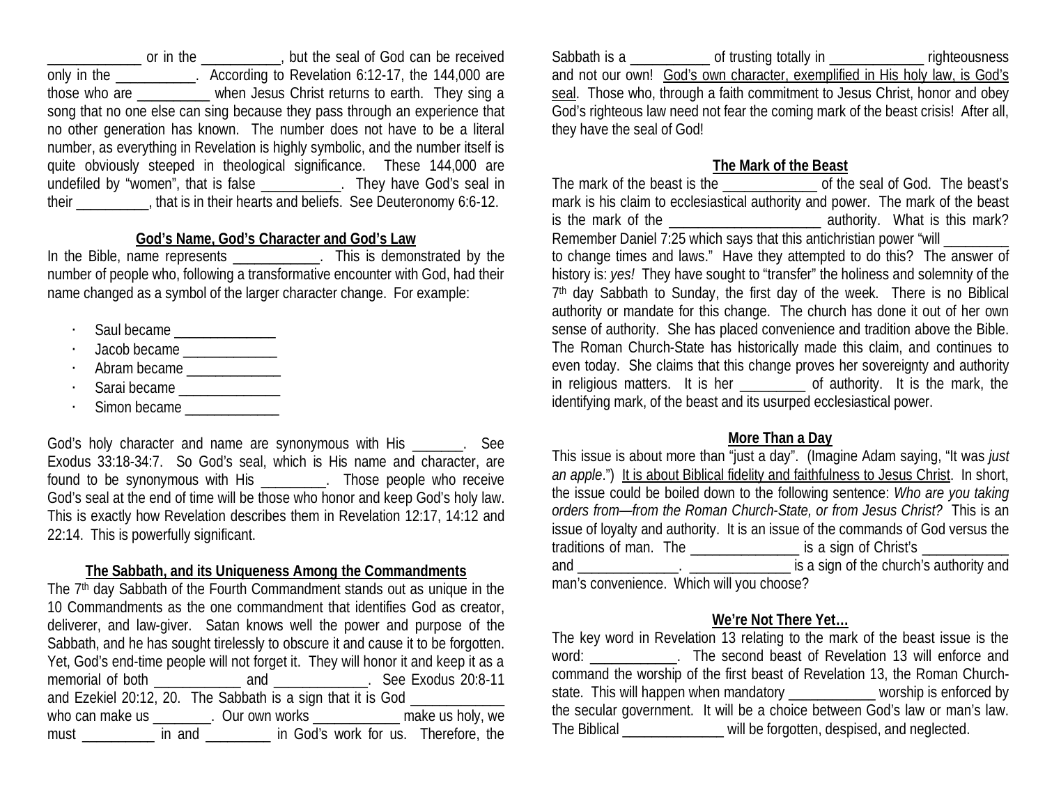_____________ or in the ___________, but the seal of God can be received only in the ___________. According to Revelation 6:12-17, the 144,000 are those who are __________ when Jesus Christ returns to earth. They sing a song that no one else can sing because they pass through an experience that no other generation has known. The number does not have to be a literal number, as everything in Revelation is highly symbolic, and the number itself is quite obviously steeped in theological significance. These 144,000 are undefiled by "women", that is false ___________. They have God's seal in their __________, that is in their hearts and beliefs. See Deuteronomy 6:6-12.

## God's Name, God's Character and God's Law

In the Bible, name represents ____________. This is demonstrated by the number of people who, following a transformative encounter with God, had their name changed as a symbol of the larger character change. For example:

- Saul became ______________
- Jacob became _____________
- Abram became _____________
- Sarai became ______________
- Simon became _____________

God's holy character and name are synonymous with His _______. See Exodus 33:18-34:7. So God's seal, which is His name and character, are found to be synonymous with His _________. Those people who receive God's seal at the end of time will be those who honor and keep God's holy law. This is exactly how Revelation describes them in Revelation 12:17, 14:12 and 22:14. This is powerfully significant.

## The Sabbath, and its Uniqueness Among the Commandments

The 7th day Sabbath of the Fourth Commandment stands out as unique in the 10 Commandments as the one commandment that identifies God as creator, deliverer, and law-giver. Satan knows well the power and purpose of the Sabbath, and he has sought tirelessly to obscure it and cause it to be forgotten. Yet, God's end-time people will not forget it. They will honor it and keep it as a memorial of both ____________ and _____________. See Exodus 20:8-11 and Ezekiel 20:12, 20. The Sabbath is a sign that it is God _____________ who can make us ________. Our own works ____________ make us holy, we must __________ in and _________ in God's work for us. Therefore, the Sabbath is a ___________ of trusting totally in _____________ righteousness and not our own! God's own character, exemplified in His holy law, is God's seal. Those who, through a faith commitment to Jesus Christ, honor and obey God's righteous law need not fear the coming mark of the beast crisis! After all, they have the seal of God!

## The Mark of the Beast

The mark of the beast is the _____________ of the seal of God. The beast's mark is his claim to ecclesiastical authority and power. The mark of the beast is the mark of the _____________________ authority. What is this mark? Remember Daniel 7:25 which says that this antichristian power "will _________ to change times and laws." Have they attempted to do this? The answer of history is: *yes!* They have sought to "transfer" the holiness and solemnity of the 7th day Sabbath to Sunday, the first day of the week. There is no Biblical authority or mandate for this change. The church has done it out of her own sense of authority. She has placed convenience and tradition above the Bible. The Roman Church-State has historically made this claim, and continues to even today. She claims that this change proves her sovereignty and authority in religious matters. It is her _________ of authority. It is the mark, the identifying mark, of the beast and its usurped ecclesiastical power.

## More Than a Day

This issue is about more than "just a day". (Imagine Adam saying, "It was *just an apple*.") It is about Biblical fidelity and faithfulness to Jesus Christ. In short, the issue could be boiled down to the following sentence: *Who are you taking orders from—from the Roman Church-State, or from Jesus Christ?* This is an issue of loyalty and authority. It is an issue of the commands of God versus the traditions of man. The _______________ is a sign of Christ's ____________ and ______________. ______________ is a sign of the church's authority and man's convenience. Which will you choose?

## We're Not There Yet…

The key word in Revelation 13 relating to the mark of the beast issue is the word: ____________. The second beast of Revelation 13 will enforce and command the worship of the first beast of Revelation 13, the Roman Church-state. This will happen when mandatory ____________ worship is enforced by the secular government. It will be a choice between God's law or man's law. The Biblical ______________ will be forgotten, despised, and neglected.